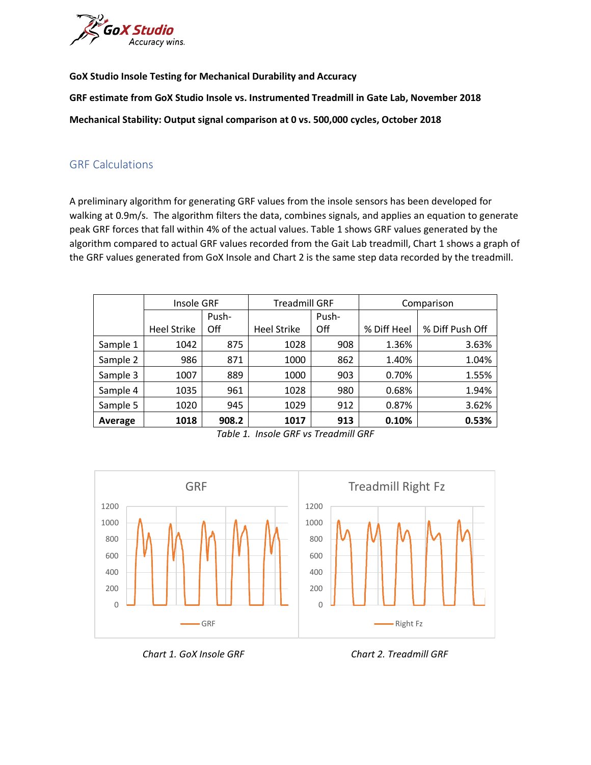GoX Studio
Accuracy wins.

**GoX Studio Insole Testing for Mechanical Durability and Accuracy**

**GRF estimate from GoX Studio Insole vs. Instrumented Treadmill in Gate Lab, November 2018**

**Mechanical Stability: Output signal comparison at 0 vs. 500,000 cycles, October 2018**

## GRF Calculations

A preliminary algorithm for generating GRF values from the insole sensors has been developed for walking at 0.9m/s. The algorithm filters the data, combines signals, and applies an equation to generate peak GRF forces that fall within 4% of the actual values. Table 1 shows GRF values generated by the algorithm compared to actual GRF values recorded from the Gait Lab treadmill, Chart 1 shows a graph of the GRF values generated from GoX Insole and Chart 2 is the same step data recorded by the treadmill.

| | Insole GRF | | Treadmill GRF | | Comparison | |
|---|---|---|---|---|---|---|
| | Heel Strike | Push-Off | Heel Strike | Push-Off | % Diff Heel | % Diff Push Off |
| Sample 1 | 1042 | 875 | 1028 | 908 | 1.36% | 3.63% |
| Sample 2 | 986 | 871 | 1000 | 862 | 1.40% | 1.04% |
| Sample 3 | 1007 | 889 | 1000 | 903 | 0.70% | 1.55% |
| Sample 4 | 1035 | 961 | 1028 | 980 | 0.68% | 1.94% |
| Sample 5 | 1020 | 945 | 1029 | 912 | 0.87% | 3.62% |
| **Average** | **1018** | **908.2** | **1017** | **913** | **0.10%** | **0.53%** |

*Table 1. Insole GRF vs Treadmill GRF*

*Chart 1. GoX Insole GRF*

*Chart 2. Treadmill GRF*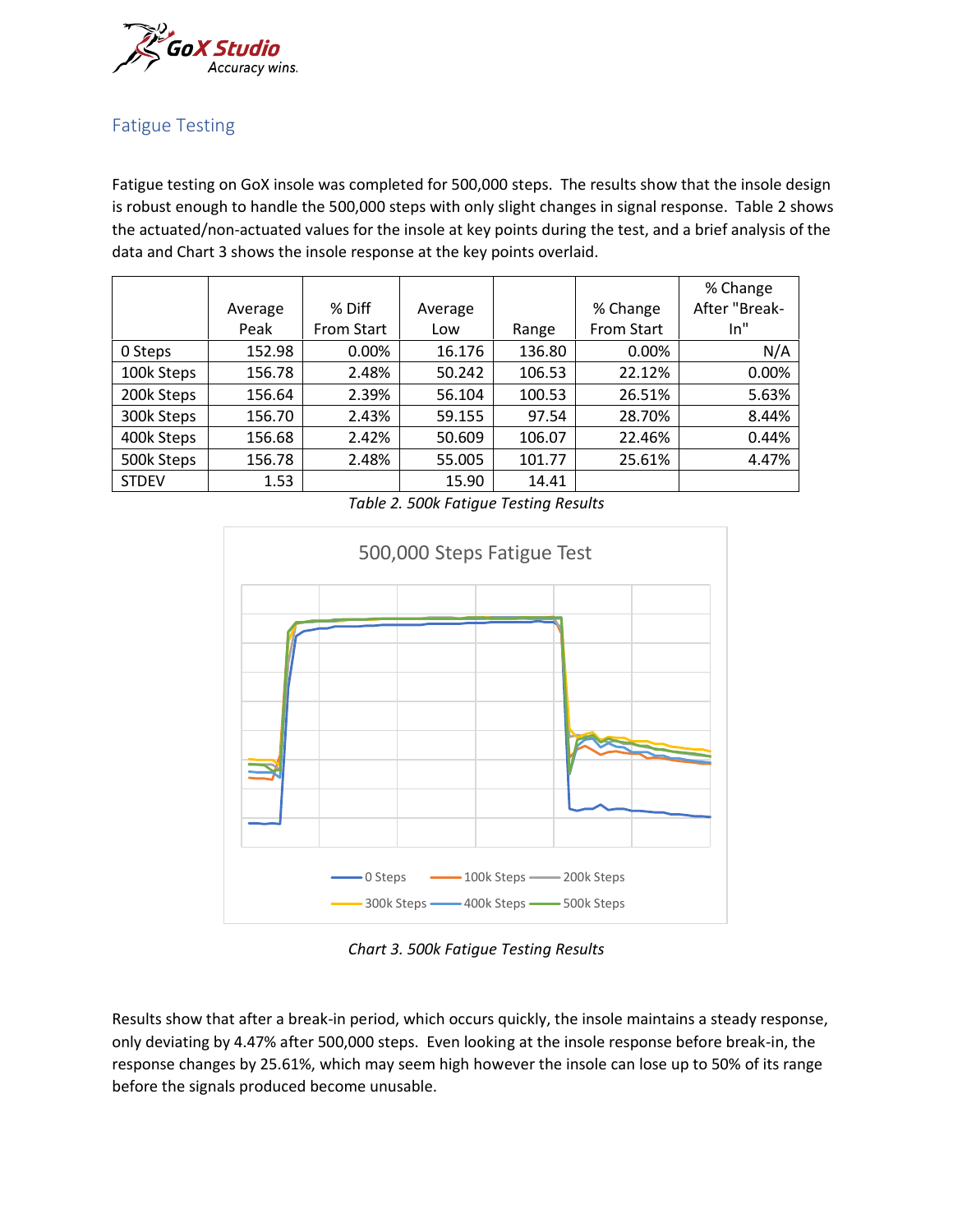## Fatigue Testing

Fatigue testing on GoX insole was completed for 500,000 steps. The results show that the insole design is robust enough to handle the 500,000 steps with only slight changes in signal response. Table 2 shows the actuated/non-actuated values for the insole at key points during the test, and a brief analysis of the data and Chart 3 shows the insole response at the key points overlaid.

| | Average Peak | % Diff From Start | Average Low | Range | % Change From Start | % Change After "Break-In" |
|---|---|---|---|---|---|---|
| 0 Steps | 152.98 | 0.00% | 16.176 | 136.80 | 0.00% | N/A |
| 100k Steps | 156.78 | 2.48% | 50.242 | 106.53 | 22.12% | 0.00% |
| 200k Steps | 156.64 | 2.39% | 56.104 | 100.53 | 26.51% | 5.63% |
| 300k Steps | 156.70 | 2.43% | 59.155 | 97.54 | 28.70% | 8.44% |
| 400k Steps | 156.68 | 2.42% | 50.609 | 106.07 | 22.46% | 0.44% |
| 500k Steps | 156.78 | 2.48% | 55.005 | 101.77 | 25.61% | 4.47% |
| STDEV | 1.53 | | 15.90 | 14.41 | | |

*Table 2. 500k Fatigue Testing Results*

500,000 Steps Fatigue Test

0 Steps
100k Steps
200k Steps
300k Steps
400k Steps
500k Steps

*Chart 3. 500k Fatigue Testing Results*

Results show that after a break-in period, which occurs quickly, the insole maintains a steady response, only deviating by 4.47% after 500,000 steps. Even looking at the insole response before break-in, the response changes by 25.61%, which may seem high however the insole can lose up to 50% of its range before the signals produced become unusable.